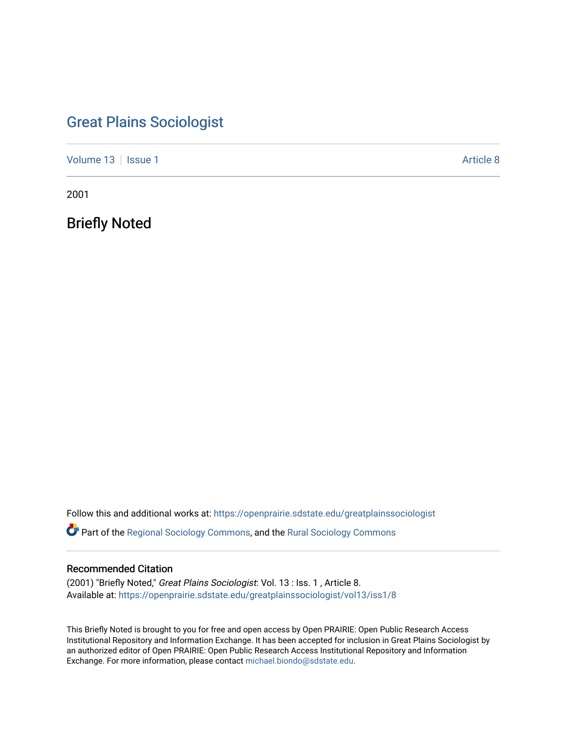# Great Plains Sociologist

Volume 13 | Issue 1 Article 8

2001

## Briefly Noted

Follow this and additional works at: https://openprairie.sdstate.edu/greatplainssociologist

Part of the Regional Sociology Commons, and the Rural Sociology Commons

### Recommended Citation

(2001) "Briefly Noted," *Great Plains Sociologist*: Vol. 13 : Iss. 1 , Article 8.
Available at: https://openprairie.sdstate.edu/greatplainssociologist/vol13/iss1/8

This Briefly Noted is brought to you for free and open access by Open PRAIRIE: Open Public Research Access Institutional Repository and Information Exchange. It has been accepted for inclusion in Great Plains Sociologist by an authorized editor of Open PRAIRIE: Open Public Research Access Institutional Repository and Information Exchange. For more information, please contact michael.biondo@sdstate.edu.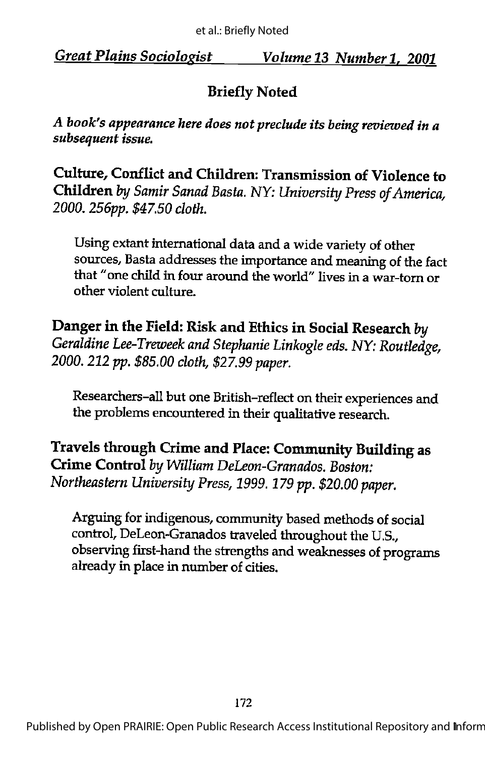## Briefly Noted

***A book's appearance here does not preclude its being reviewed in a subsequent issue.***

**Culture, Conflict and Children: Transmission of Violence to Children** *by Samir Sanad Basta. NY: University Press of America, 2000. 256pp. $47.50 cloth.*

Using extant international data and a wide variety of other sources, Basta addresses the importance and meaning of the fact that "one child in four around the world" lives in a war-torn or other violent culture.

**Danger in the Field: Risk and Ethics in Social Research** *by Geraldine Lee-Treweek and Stephanie Linkogle eds. NY: Routledge, 2000. 212 pp. $85.00 cloth, $27.99 paper.*

Researchers–all but one British–reflect on their experiences and the problems encountered in their qualitative research.

**Travels through Crime and Place: Community Building as Crime Control** *by William DeLeon-Granados. Boston: Northeastern University Press, 1999. 179 pp. $20.00 paper.*

Arguing for indigenous, community based methods of social control, DeLeon-Granados traveled throughout the U.S., observing first-hand the strengths and weaknesses of programs already in place in number of cities.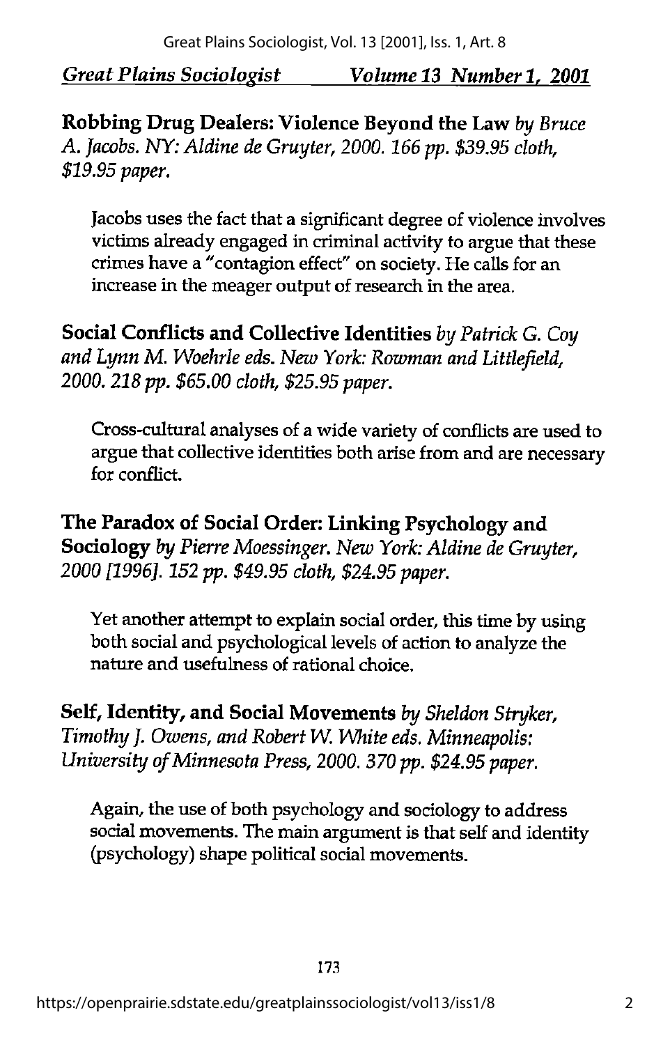**Robbing Drug Dealers: Violence Beyond the Law** *by Bruce A. Jacobs. NY: Aldine de Gruyter, 2000. 166 pp. $39.95 cloth, $19.95 paper.*

Jacobs uses the fact that a significant degree of violence involves victims already engaged in criminal activity to argue that these crimes have a "contagion effect" on society. He calls for an increase in the meager output of research in the area.

**Social Conflicts and Collective Identities** *by Patrick G. Coy and Lynn M. Woehrle eds. New York: Rowman and Littlefield, 2000. 218 pp. $65.00 cloth, $25.95 paper.*

Cross-cultural analyses of a wide variety of conflicts are used to argue that collective identities both arise from and are necessary for conflict.

**The Paradox of Social Order: Linking Psychology and Sociology** *by Pierre Moessinger. New York: Aldine de Gruyter, 2000 [1996]. 152 pp. $49.95 cloth, $24.95 paper.*

Yet another attempt to explain social order, this time by using both social and psychological levels of action to analyze the nature and usefulness of rational choice.

**Self, Identity, and Social Movements** *by Sheldon Stryker, Timothy J. Owens, and Robert W. White eds. Minneapolis: University of Minnesota Press, 2000. 370 pp. $24.95 paper.*

Again, the use of both psychology and sociology to address social movements. The main argument is that self and identity (psychology) shape political social movements.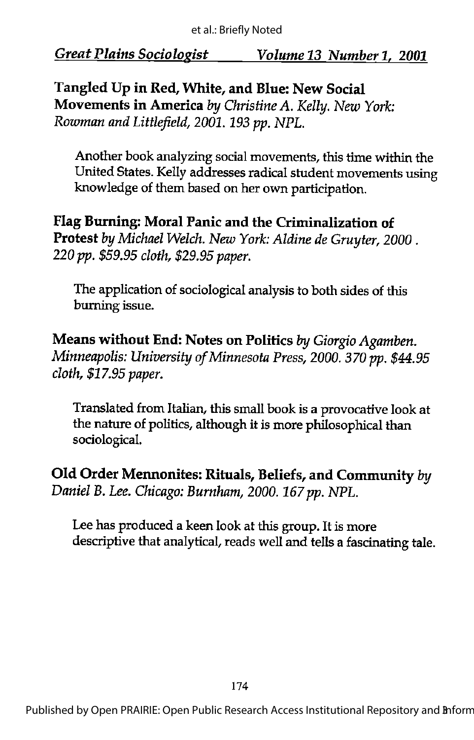**Tangled Up in Red, White, and Blue: New Social Movements in America** *by Christine A. Kelly. New York: Rowman and Littlefield, 2001. 193 pp. NPL.*

Another book analyzing social movements, this time within the United States. Kelly addresses radical student movements using knowledge of them based on her own participation.

**Flag Burning: Moral Panic and the Criminalization of Protest** *by Michael Welch. New York: Aldine de Gruyter, 2000 . 220 pp. $59.95 cloth, $29.95 paper.*

The application of sociological analysis to both sides of this burning issue.

**Means without End: Notes on Politics** *by Giorgio Agamben. Minneapolis: University of Minnesota Press, 2000. 370 pp. $44.95 cloth, $17.95 paper.*

Translated from Italian, this small book is a provocative look at the nature of politics, although it is more philosophical than sociological.

**Old Order Mennonites: Rituals, Beliefs, and Community** *by Daniel B. Lee. Chicago: Burnham, 2000. 167 pp. NPL.*

Lee has produced a keen look at this group. It is more descriptive that analytical, reads well and tells a fascinating tale.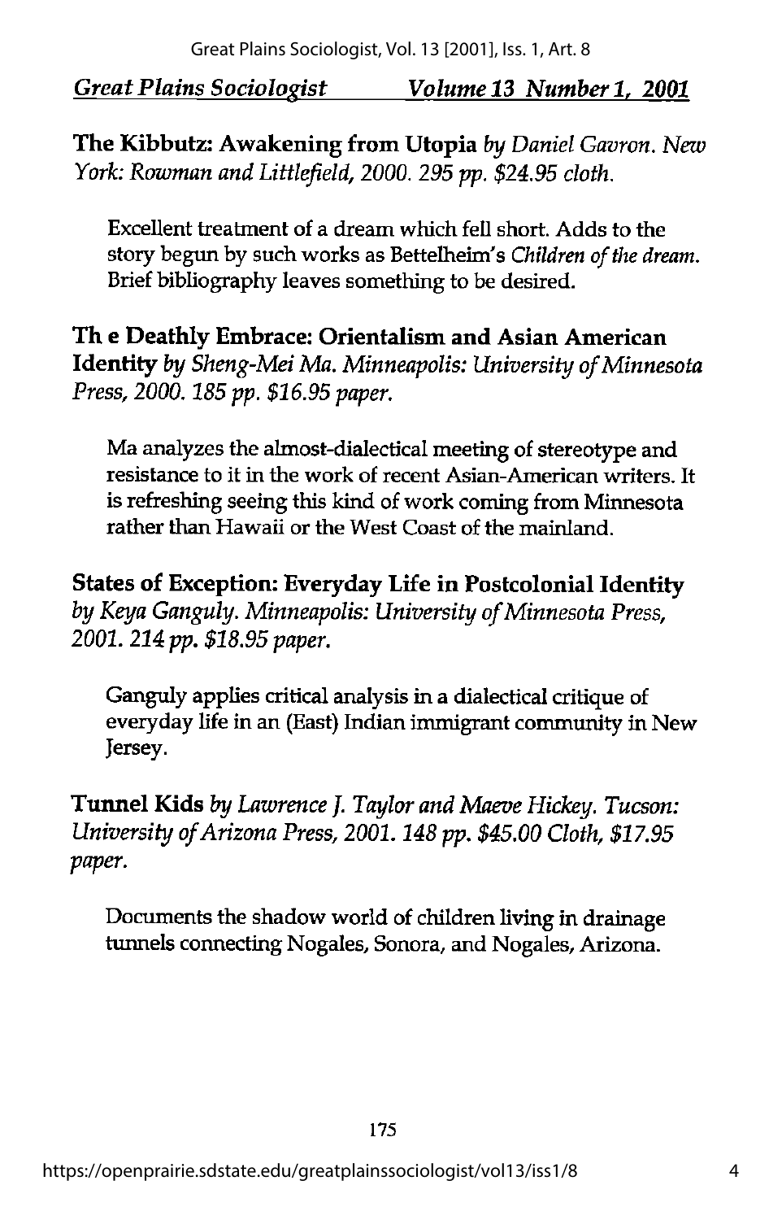**The Kibbutz: Awakening from Utopia** *by Daniel Gavron. New York: Rowman and Littlefield, 2000. 295 pp. $24.95 cloth.*

Excellent treatment of a dream which fell short. Adds to the story begun by such works as Bettelheim's *Children of the dream.* Brief bibliography leaves something to be desired.

**Th e Deathly Embrace: Orientalism and Asian American Identity** *by Sheng-Mei Ma. Minneapolis: University of Minnesota Press, 2000. 185 pp. $16.95 paper.*

Ma analyzes the almost-dialectical meeting of stereotype and resistance to it in the work of recent Asian-American writers. It is refreshing seeing this kind of work coming from Minnesota rather than Hawaii or the West Coast of the mainland.

**States of Exception: Everyday Life in Postcolonial Identity** *by Keya Ganguly. Minneapolis: University of Minnesota Press, 2001. 214 pp. $18.95 paper.*

Ganguly applies critical analysis in a dialectical critique of everyday life in an (East) Indian immigrant community in New Jersey.

**Tunnel Kids** *by Lawrence J. Taylor and Maeve Hickey. Tucson: University of Arizona Press, 2001. 148 pp. $45.00 Cloth, $17.95 paper.*

Documents the shadow world of children living in drainage tunnels connecting Nogales, Sonora, and Nogales, Arizona.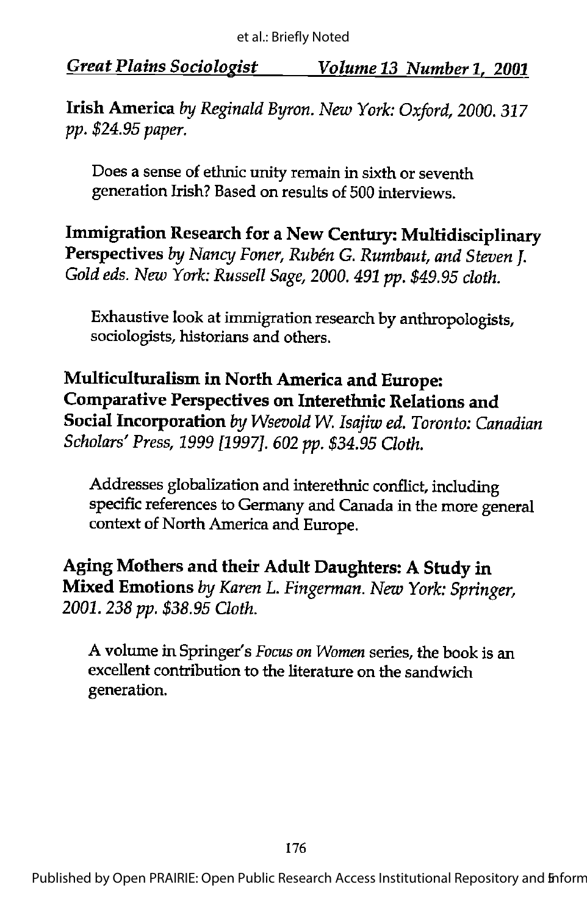**Irish America** *by Reginald Byron. New York: Oxford, 2000. 317 pp. $24.95 paper.*

Does a sense of ethnic unity remain in sixth or seventh generation Irish? Based on results of 500 interviews.

**Immigration Research for a New Century: Multidisciplinary Perspectives** *by Nancy Foner, Rubén G. Rumbaut, and Steven J. Gold eds. New York: Russell Sage, 2000. 491 pp. $49.95 cloth.*

Exhaustive look at immigration research by anthropologists, sociologists, historians and others.

**Multiculturalism in North America and Europe: Comparative Perspectives on Interethnic Relations and Social Incorporation** *by Wsevold W. Isajiw ed. Toronto: Canadian Scholars' Press, 1999 [1997]. 602 pp. $34.95 Cloth.*

Addresses globalization and interethnic conflict, including specific references to Germany and Canada in the more general context of North America and Europe.

**Aging Mothers and their Adult Daughters: A Study in Mixed Emotions** *by Karen L. Fingerman. New York: Springer, 2001. 238 pp. $38.95 Cloth.*

A volume in Springer's *Focus on Women* series, the book is an excellent contribution to the literature on the sandwich generation.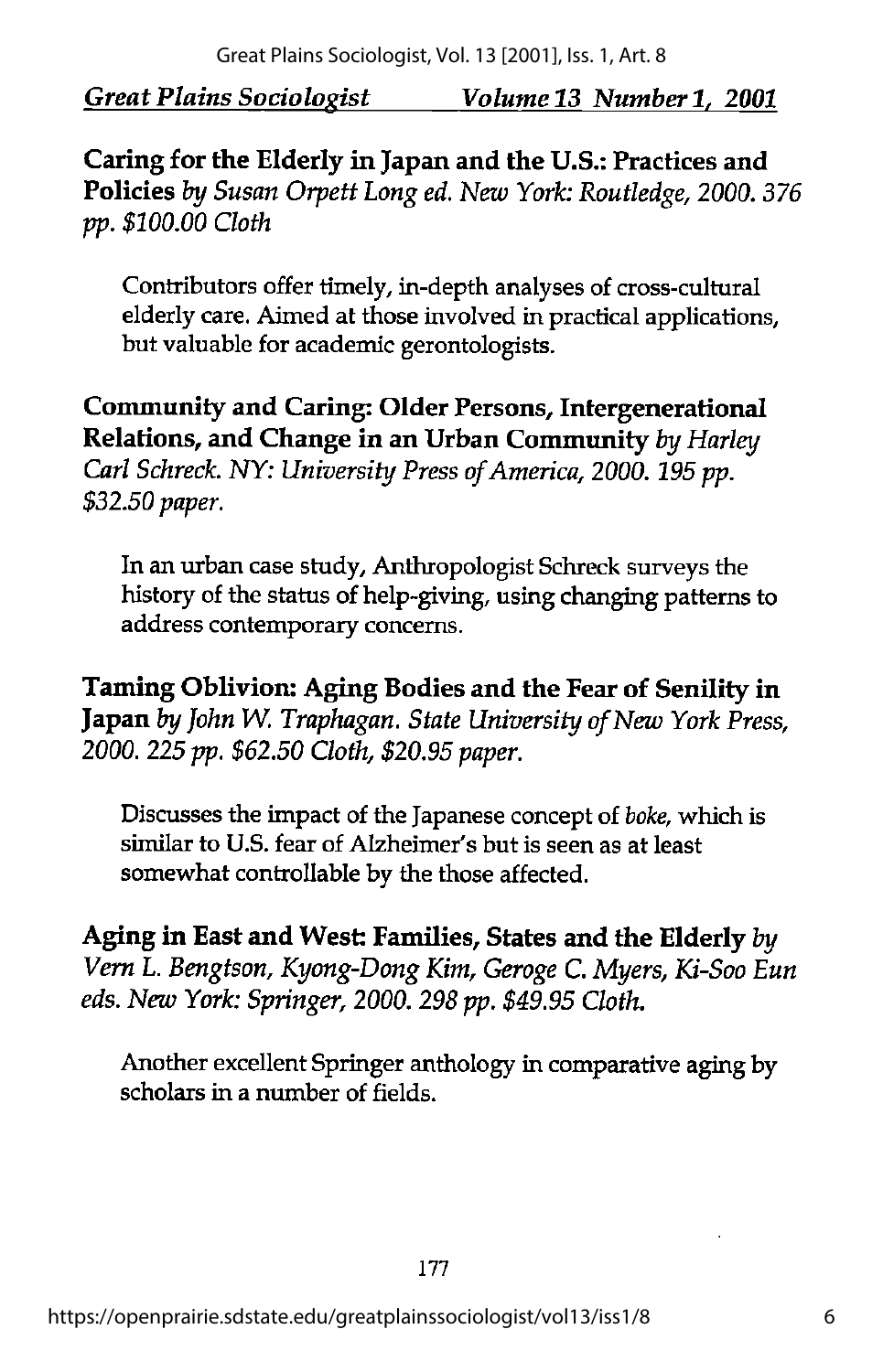**Caring for the Elderly in Japan and the U.S.: Practices and Policies** *by Susan Orpett Long ed. New York: Routledge, 2000. 376 pp. $100.00 Cloth*

Contributors offer timely, in-depth analyses of cross-cultural elderly care. Aimed at those involved in practical applications, but valuable for academic gerontologists.

**Community and Caring: Older Persons, Intergenerational Relations, and Change in an Urban Community** *by Harley Carl Schreck. NY: University Press of America, 2000. 195 pp. $32.50 paper.*

In an urban case study, Anthropologist Schreck surveys the history of the status of help-giving, using changing patterns to address contemporary concerns.

**Taming Oblivion: Aging Bodies and the Fear of Senility in Japan** *by John W. Traphagan. State University of New York Press, 2000. 225 pp. $62.50 Cloth, $20.95 paper.*

Discusses the impact of the Japanese concept of *boke,* which is similar to U.S. fear of Alzheimer's but is seen as at least somewhat controllable by the those affected.

**Aging in East and West: Families, States and the Elderly** *by Vern L. Bengtson, Kyong-Dong Kim, Geroge C. Myers, Ki-Soo Eun eds. New York: Springer, 2000. 298 pp. $49.95 Cloth.*

Another excellent Springer anthology in comparative aging by scholars in a number of fields.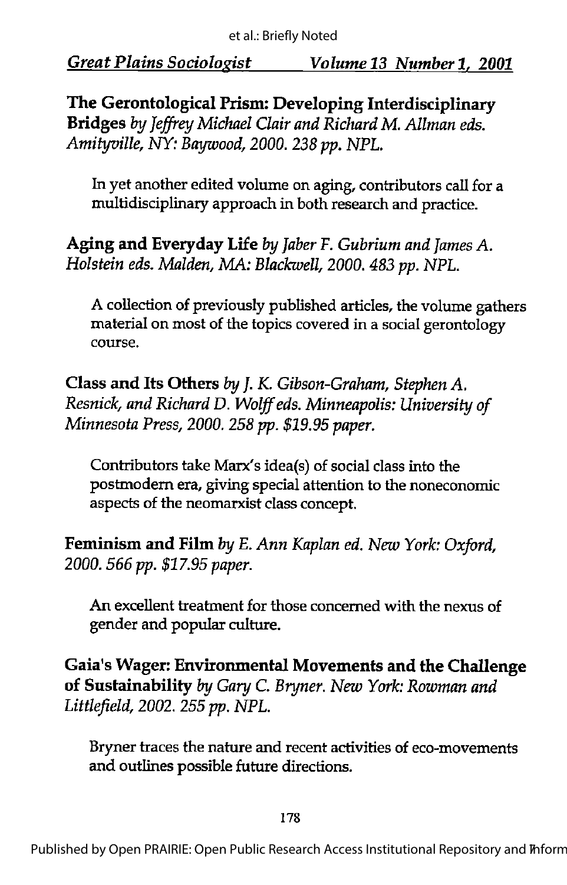**The Gerontological Prism: Developing Interdisciplinary Bridges** *by Jeffrey Michael Clair and Richard M. Allman eds. Amityville, NY: Baywood, 2000. 238 pp. NPL.*

In yet another edited volume on aging, contributors call for a multidisciplinary approach in both research and practice.

**Aging and Everyday Life** *by Jaber F. Gubrium and James A. Holstein eds. Malden, MA: Blackwell, 2000. 483 pp. NPL.*

A collection of previously published articles, the volume gathers material on most of the topics covered in a social gerontology course.

**Class and Its Others** *by J. K. Gibson-Graham, Stephen A. Resnick, and Richard D. Wolff eds. Minneapolis: University of Minnesota Press, 2000. 258 pp. $19.95 paper.*

Contributors take Marx's idea(s) of social class into the postmodern era, giving special attention to the noneconomic aspects of the neomarxist class concept.

**Feminism and Film** *by E. Ann Kaplan ed. New York: Oxford, 2000. 566 pp. $17.95 paper.*

An excellent treatment for those concerned with the nexus of gender and popular culture.

**Gaia's Wager: Environmental Movements and the Challenge of Sustainability** *by Gary C. Bryner. New York: Rowman and Littlefield, 2002. 255 pp. NPL.*

Bryner traces the nature and recent activities of eco-movements and outlines possible future directions.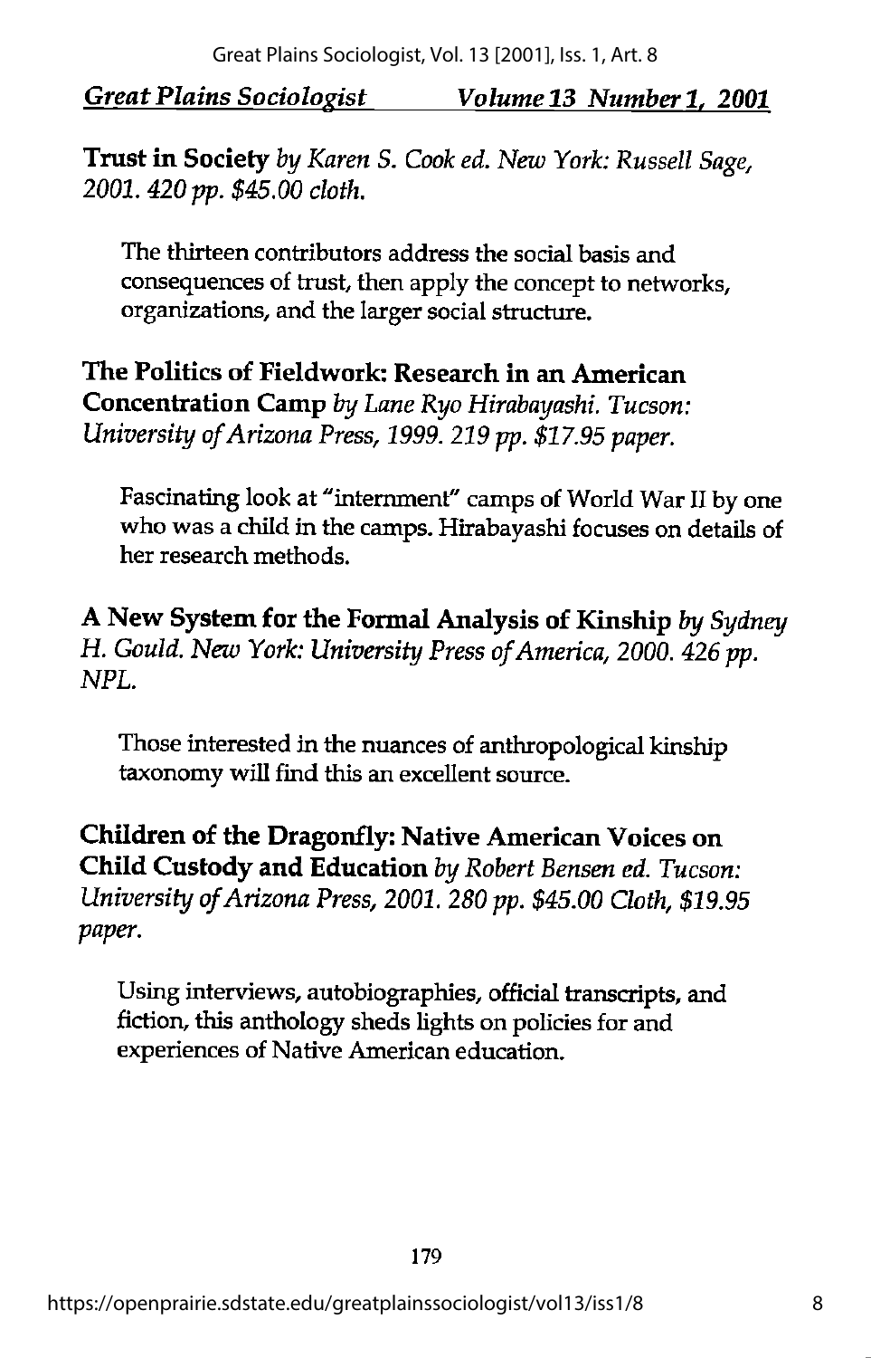**Trust in Society** *by Karen S. Cook ed. New York: Russell Sage, 2001. 420 pp. $45.00 cloth.*

The thirteen contributors address the social basis and consequences of trust, then apply the concept to networks, organizations, and the larger social structure.

**The Politics of Fieldwork: Research in an American Concentration Camp** *by Lane Ryo Hirabayashi. Tucson: University of Arizona Press, 1999. 219 pp. $17.95 paper.*

Fascinating look at "internment" camps of World War II by one who was a child in the camps. Hirabayashi focuses on details of her research methods.

**A New System for the Formal Analysis of Kinship** *by Sydney H. Gould. New York: University Press of America, 2000. 426 pp. NPL.*

Those interested in the nuances of anthropological kinship taxonomy will find this an excellent source.

**Children of the Dragonfly: Native American Voices on Child Custody and Education** *by Robert Bensen ed. Tucson: University of Arizona Press, 2001. 280 pp. $45.00 Cloth, $19.95 paper.*

Using interviews, autobiographies, official transcripts, and fiction, this anthology sheds lights on policies for and experiences of Native American education.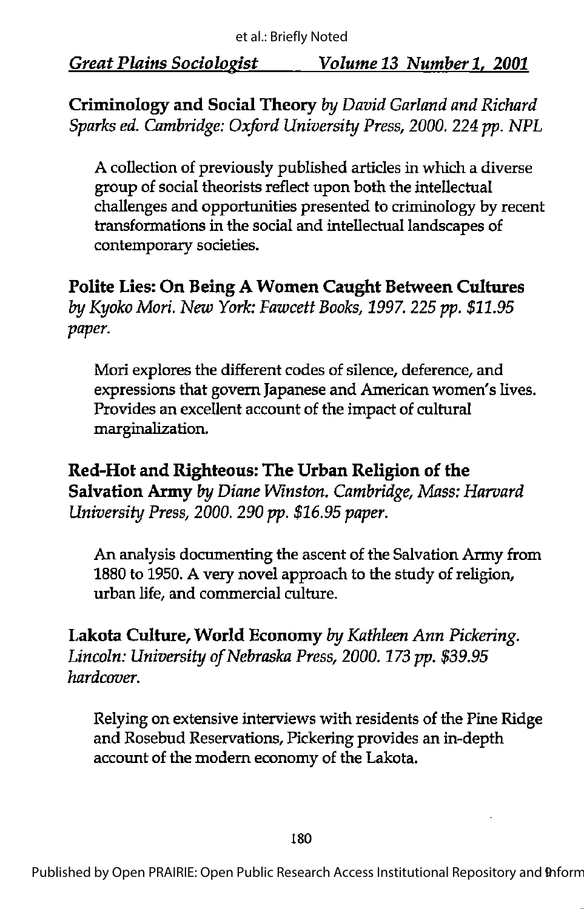**Criminology and Social Theory** *by David Garland and Richard Sparks ed. Cambridge: Oxford University Press, 2000. 224 pp. NPL*

A collection of previously published articles in which a diverse group of social theorists reflect upon both the intellectual challenges and opportunities presented to criminology by recent transformations in the social and intellectual landscapes of contemporary societies.

**Polite Lies: On Being A Women Caught Between Cultures** *by Kyoko Mori. New York: Fawcett Books, 1997. 225 pp. $11.95 paper.*

Mori explores the different codes of silence, deference, and expressions that govern Japanese and American women's lives. Provides an excellent account of the impact of cultural marginalization.

**Red-Hot and Righteous: The Urban Religion of the Salvation Army** *by Diane Winston. Cambridge, Mass: Harvard University Press, 2000. 290 pp. $16.95 paper.*

An analysis documenting the ascent of the Salvation Army from 1880 to 1950. A very novel approach to the study of religion, urban life, and commercial culture.

**Lakota Culture, World Economy** *by Kathleen Ann Pickering. Lincoln: University of Nebraska Press, 2000. 173 pp. $39.95 hardcover.*

Relying on extensive interviews with residents of the Pine Ridge and Rosebud Reservations, Pickering provides an in-depth account of the modern economy of the Lakota.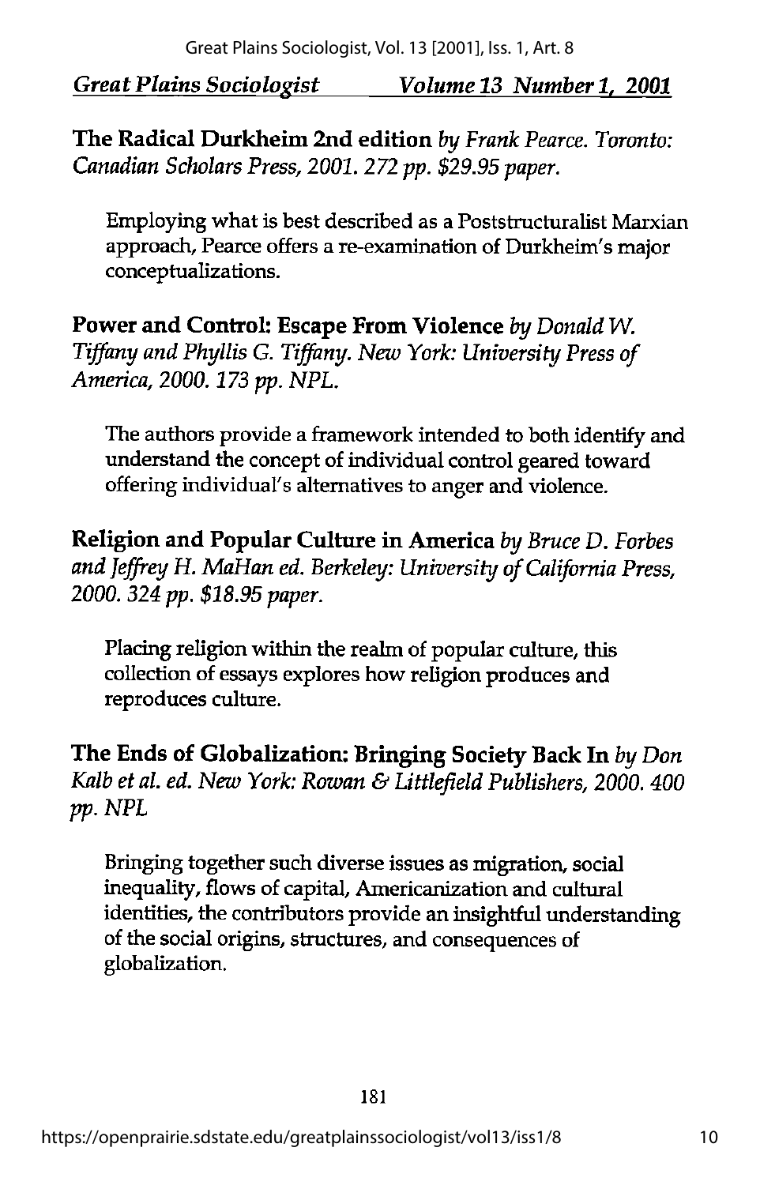**The Radical Durkheim 2nd edition** *by Frank Pearce. Toronto: Canadian Scholars Press, 2001. 272 pp. $29.95 paper.*

Employing what is best described as a Poststructuralist Marxian approach, Pearce offers a re-examination of Durkheim's major conceptualizations.

**Power and Control: Escape From Violence** *by Donald W. Tiffany and Phyllis G. Tiffany. New York: University Press of America, 2000. 173 pp. NPL.*

The authors provide a framework intended to both identify and understand the concept of individual control geared toward offering individual's alternatives to anger and violence.

**Religion and Popular Culture in America** *by Bruce D. Forbes and Jeffrey H. MaHan ed. Berkeley: University of California Press, 2000. 324 pp. $18.95 paper.*

Placing religion within the realm of popular culture, this collection of essays explores how religion produces and reproduces culture.

**The Ends of Globalization: Bringing Society Back In** *by Don Kalb et al. ed. New York: Rowan & Littlefield Publishers, 2000. 400 pp. NPL*

Bringing together such diverse issues as migration, social inequality, flows of capital, Americanization and cultural identities, the contributors provide an insightful understanding of the social origins, structures, and consequences of globalization.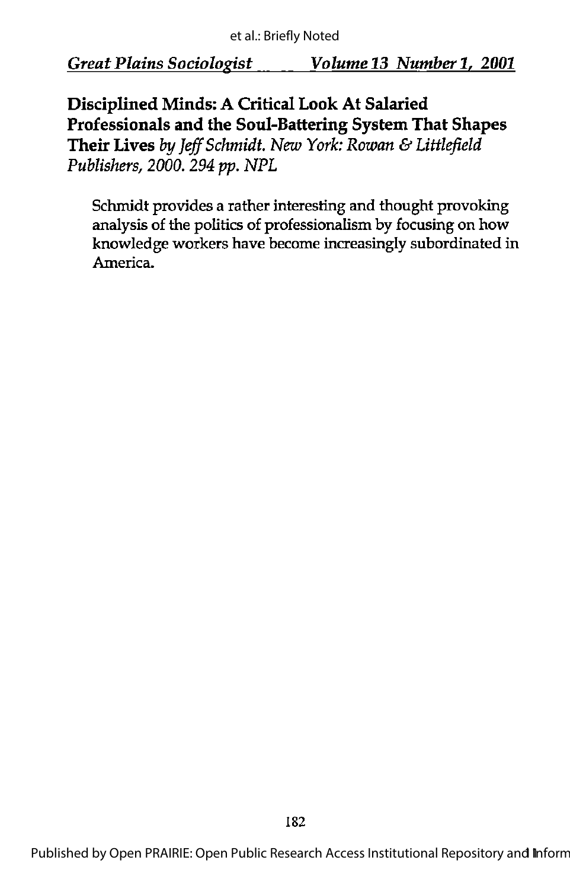**Disciplined Minds: A Critical Look At Salaried Professionals and the Soul-Battering System That Shapes Their Lives** *by Jeff Schmidt. New York: Rowan & Littlefield Publishers, 2000. 294 pp. NPL*

Schmidt provides a rather interesting and thought provoking analysis of the politics of professionalism by focusing on how knowledge workers have become increasingly subordinated in America.